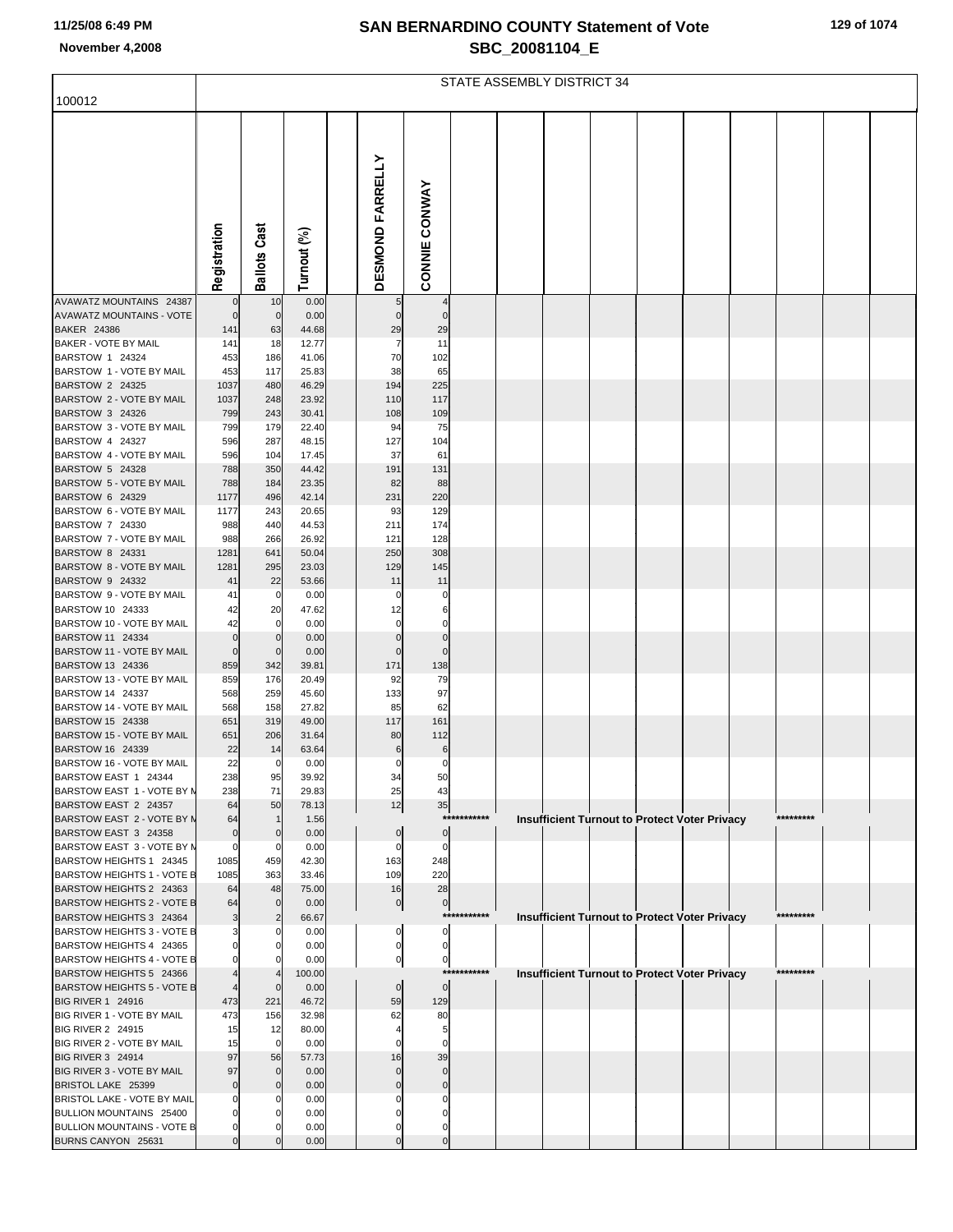# SAN BERNARDINO COUNTY Statement of Vote
## SBC_20081104_E

November 4,2008

100012 — STATE ASSEMBLY DISTRICT 34

| | Registration | Ballots Cast | Turnout (%) | | DESMOND FARRELLY | CONNIE CONWAY |
|---|---|---|---|---|---|---|
| AVAWATZ MOUNTAINS 24387 | 0 | 10 | 0.00 | | 5 | 4 |
| AVAWATZ MOUNTAINS - VOTE | 0 | 0 | 0.00 | | 0 | 0 |
| BAKER 24386 | 141 | 63 | 44.68 | | 29 | 29 |
| BAKER - VOTE BY MAIL | 141 | 18 | 12.77 | | 7 | 11 |
| BARSTOW 1 24324 | 453 | 186 | 41.06 | | 70 | 102 |
| BARSTOW 1 - VOTE BY MAIL | 453 | 117 | 25.83 | | 38 | 65 |
| BARSTOW 2 24325 | 1037 | 480 | 46.29 | | 194 | 225 |
| BARSTOW 2 - VOTE BY MAIL | 1037 | 248 | 23.92 | | 110 | 117 |
| BARSTOW 3 24326 | 799 | 243 | 30.41 | | 108 | 109 |
| BARSTOW 3 - VOTE BY MAIL | 799 | 179 | 22.40 | | 94 | 75 |
| BARSTOW 4 24327 | 596 | 287 | 48.15 | | 127 | 104 |
| BARSTOW 4 - VOTE BY MAIL | 596 | 104 | 17.45 | | 37 | 61 |
| BARSTOW 5 24328 | 788 | 350 | 44.42 | | 191 | 131 |
| BARSTOW 5 - VOTE BY MAIL | 788 | 184 | 23.35 | | 82 | 88 |
| BARSTOW 6 24329 | 1177 | 496 | 42.14 | | 231 | 220 |
| BARSTOW 6 - VOTE BY MAIL | 1177 | 243 | 20.65 | | 93 | 129 |
| BARSTOW 7 24330 | 988 | 440 | 44.53 | | 211 | 174 |
| BARSTOW 7 - VOTE BY MAIL | 988 | 266 | 26.92 | | 121 | 128 |
| BARSTOW 8 24331 | 1281 | 641 | 50.04 | | 250 | 308 |
| BARSTOW 8 - VOTE BY MAIL | 1281 | 295 | 23.03 | | 129 | 145 |
| BARSTOW 9 24332 | 41 | 22 | 53.66 | | 11 | 11 |
| BARSTOW 9 - VOTE BY MAIL | 41 | 0 | 0.00 | | 0 | 0 |
| BARSTOW 10 24333 | 42 | 20 | 47.62 | | 12 | 6 |
| BARSTOW 10 - VOTE BY MAIL | 42 | 0 | 0.00 | | 0 | 0 |
| BARSTOW 11 24334 | 0 | 0 | 0.00 | | 0 | 0 |
| BARSTOW 11 - VOTE BY MAIL | 0 | 0 | 0.00 | | 0 | 0 |
| BARSTOW 13 24336 | 859 | 342 | 39.81 | | 171 | 138 |
| BARSTOW 13 - VOTE BY MAIL | 859 | 176 | 20.49 | | 92 | 79 |
| BARSTOW 14 24337 | 568 | 259 | 45.60 | | 133 | 97 |
| BARSTOW 14 - VOTE BY MAIL | 568 | 158 | 27.82 | | 85 | 62 |
| BARSTOW 15 24338 | 651 | 319 | 49.00 | | 117 | 161 |
| BARSTOW 15 - VOTE BY MAIL | 651 | 206 | 31.64 | | 80 | 112 |
| BARSTOW 16 24339 | 22 | 14 | 63.64 | | 6 | 6 |
| BARSTOW 16 - VOTE BY MAIL | 22 | 0 | 0.00 | | 0 | 0 |
| BARSTOW EAST 1 24344 | 238 | 95 | 39.92 | | 34 | 50 |
| BARSTOW EAST 1 - VOTE BY M | 238 | 71 | 29.83 | | 25 | 43 |
| BARSTOW EAST 2 24357 | 64 | 50 | 78.13 | | 12 | 35 |
| BARSTOW EAST 2 - VOTE BY M | 64 | 1 | 1.56 | | *********** Insufficient Turnout to Protect Voter Privacy ********* | |
| BARSTOW EAST 3 24358 | 0 | 0 | 0.00 | | 0 | 0 |
| BARSTOW EAST 3 - VOTE BY M | 0 | 0 | 0.00 | | 0 | 0 |
| BARSTOW HEIGHTS 1 24345 | 1085 | 459 | 42.30 | | 163 | 248 |
| BARSTOW HEIGHTS 1 - VOTE B | 1085 | 363 | 33.46 | | 109 | 220 |
| BARSTOW HEIGHTS 2 24363 | 64 | 48 | 75.00 | | 16 | 28 |
| BARSTOW HEIGHTS 2 - VOTE B | 64 | 0 | 0.00 | | 0 | 0 |
| BARSTOW HEIGHTS 3 24364 | 3 | 2 | 66.67 | | *********** Insufficient Turnout to Protect Voter Privacy ********* | |
| BARSTOW HEIGHTS 3 - VOTE B | 3 | 0 | 0.00 | | 0 | 0 |
| BARSTOW HEIGHTS 4 24365 | 0 | 0 | 0.00 | | 0 | 0 |
| BARSTOW HEIGHTS 4 - VOTE B | 0 | 0 | 0.00 | | 0 | 0 |
| BARSTOW HEIGHTS 5 24366 | 4 | 4 | 100.00 | | *********** Insufficient Turnout to Protect Voter Privacy ********* | |
| BARSTOW HEIGHTS 5 - VOTE B | 4 | 0 | 0.00 | | 0 | 0 |
| BIG RIVER 1 24916 | 473 | 221 | 46.72 | | 59 | 129 |
| BIG RIVER 1 - VOTE BY MAIL | 473 | 156 | 32.98 | | 62 | 80 |
| BIG RIVER 2 24915 | 15 | 12 | 80.00 | | 4 | 5 |
| BIG RIVER 2 - VOTE BY MAIL | 15 | 0 | 0.00 | | 0 | 0 |
| BIG RIVER 3 24914 | 97 | 56 | 57.73 | | 16 | 39 |
| BIG RIVER 3 - VOTE BY MAIL | 97 | 0 | 0.00 | | 0 | 0 |
| BRISTOL LAKE 25399 | 0 | 0 | 0.00 | | 0 | 0 |
| BRISTOL LAKE - VOTE BY MAIL | 0 | 0 | 0.00 | | 0 | 0 |
| BULLION MOUNTAINS 25400 | 0 | 0 | 0.00 | | 0 | 0 |
| BULLION MOUNTAINS - VOTE B | 0 | 0 | 0.00 | | 0 | 0 |
| BURNS CANYON 25631 | 0 | 0 | 0.00 | | 0 | 0 |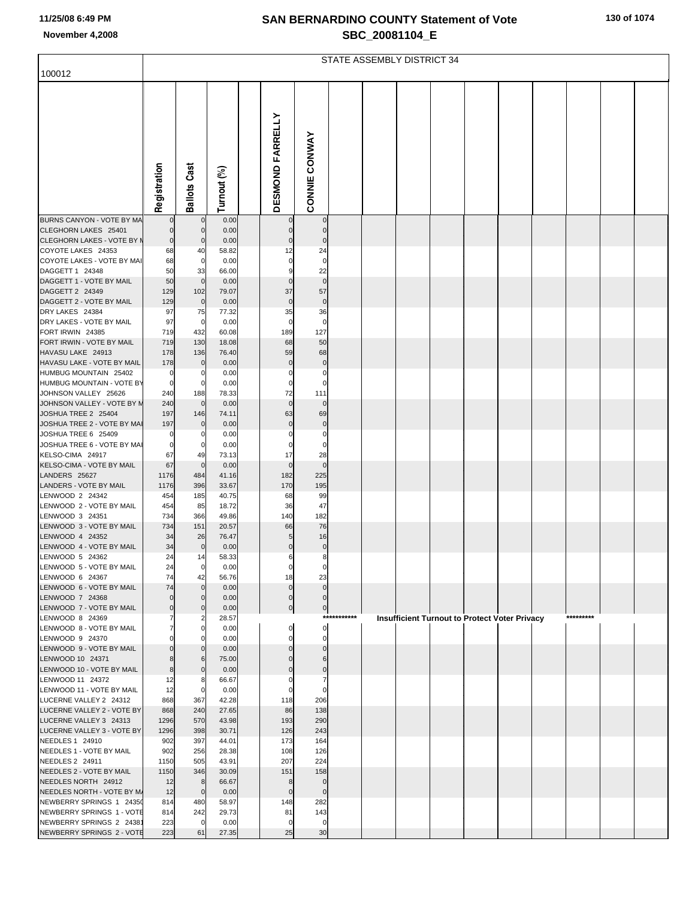# SAN BERNARDINO COUNTY Statement of Vote
## SBC_20081104_E

November 4,2008

100012

STATE ASSEMBLY DISTRICT 34

| | Registration | Ballots Cast | Turnout (%) | | DESMOND FARRELLY | CONNIE CONWAY |
|---|---|---|---|---|---|---|
| BURNS CANYON - VOTE BY MA | 0 | 0 | 0.00 | | 0 | 0 |
| CLEGHORN LAKES 25401 | 0 | 0 | 0.00 | | 0 | 0 |
| CLEGHORN LAKES - VOTE BY M | 0 | 0 | 0.00 | | 0 | 0 |
| COYOTE LAKES 24353 | 68 | 40 | 58.82 | | 12 | 24 |
| COYOTE LAKES - VOTE BY MAI | 68 | 0 | 0.00 | | 0 | 0 |
| DAGGETT 1 24348 | 50 | 33 | 66.00 | | 9 | 22 |
| DAGGETT 1 - VOTE BY MAIL | 50 | 0 | 0.00 | | 0 | 0 |
| DAGGETT 2 24349 | 129 | 102 | 79.07 | | 37 | 57 |
| DAGGETT 2 - VOTE BY MAIL | 129 | 0 | 0.00 | | 0 | 0 |
| DRY LAKES 24384 | 97 | 75 | 77.32 | | 35 | 36 |
| DRY LAKES - VOTE BY MAIL | 97 | 0 | 0.00 | | 0 | 0 |
| FORT IRWIN 24385 | 719 | 432 | 60.08 | | 189 | 127 |
| FORT IRWIN - VOTE BY MAIL | 719 | 130 | 18.08 | | 68 | 50 |
| HAVASU LAKE 24913 | 178 | 136 | 76.40 | | 59 | 68 |
| HAVASU LAKE - VOTE BY MAIL | 178 | 0 | 0.00 | | 0 | 0 |
| HUMBUG MOUNTAIN 25402 | 0 | 0 | 0.00 | | 0 | 0 |
| HUMBUG MOUNTAIN - VOTE BY | 0 | 0 | 0.00 | | 0 | 0 |
| JOHNSON VALLEY 25626 | 240 | 188 | 78.33 | | 72 | 111 |
| JOHNSON VALLEY - VOTE BY M | 240 | 0 | 0.00 | | 0 | 0 |
| JOSHUA TREE 2 25404 | 197 | 146 | 74.11 | | 63 | 69 |
| JOSHUA TREE 2 - VOTE BY MAI | 197 | 0 | 0.00 | | 0 | 0 |
| JOSHUA TREE 6 25409 | 0 | 0 | 0.00 | | 0 | 0 |
| JOSHUA TREE 6 - VOTE BY MAI | 0 | 0 | 0.00 | | 0 | 0 |
| KELSO-CIMA 24917 | 67 | 49 | 73.13 | | 17 | 28 |
| KELSO-CIMA - VOTE BY MAIL | 67 | 0 | 0.00 | | 0 | 0 |
| LANDERS 25627 | 1176 | 484 | 41.16 | | 182 | 225 |
| LANDERS - VOTE BY MAIL | 1176 | 396 | 33.67 | | 170 | 195 |
| LENWOOD 2 24342 | 454 | 185 | 40.75 | | 68 | 99 |
| LENWOOD 2 - VOTE BY MAIL | 454 | 85 | 18.72 | | 36 | 47 |
| LENWOOD 3 24351 | 734 | 366 | 49.86 | | 140 | 182 |
| LENWOOD 3 - VOTE BY MAIL | 734 | 151 | 20.57 | | 66 | 76 |
| LENWOOD 4 24352 | 34 | 26 | 76.47 | | 5 | 16 |
| LENWOOD 4 - VOTE BY MAIL | 34 | 0 | 0.00 | | 0 | 0 |
| LENWOOD 5 24362 | 24 | 14 | 58.33 | | 6 | 8 |
| LENWOOD 5 - VOTE BY MAIL | 24 | 0 | 0.00 | | 0 | 0 |
| LENWOOD 6 24367 | 74 | 42 | 56.76 | | 18 | 23 |
| LENWOOD 6 - VOTE BY MAIL | 74 | 0 | 0.00 | | 0 | 0 |
| LENWOOD 7 24368 | 0 | 0 | 0.00 | | 0 | 0 |
| LENWOOD 7 - VOTE BY MAIL | 0 | 0 | 0.00 | | 0 | 0 |
| LENWOOD 8 24369 | 7 | 2 | 28.57 | | *********** Insufficient Turnout to Protect Voter Privacy ********* | |
| LENWOOD 8 - VOTE BY MAIL | 7 | 0 | 0.00 | | 0 | 0 |
| LENWOOD 9 24370 | 0 | 0 | 0.00 | | 0 | 0 |
| LENWOOD 9 - VOTE BY MAIL | 0 | 0 | 0.00 | | 0 | 0 |
| LENWOOD 10 24371 | 8 | 6 | 75.00 | | 0 | 6 |
| LENWOOD 10 - VOTE BY MAIL | 8 | 0 | 0.00 | | 0 | 0 |
| LENWOOD 11 24372 | 12 | 8 | 66.67 | | 0 | 7 |
| LENWOOD 11 - VOTE BY MAIL | 12 | 0 | 0.00 | | 0 | 0 |
| LUCERNE VALLEY 2 24312 | 868 | 367 | 42.28 | | 118 | 206 |
| LUCERNE VALLEY 2 - VOTE BY | 868 | 240 | 27.65 | | 86 | 138 |
| LUCERNE VALLEY 3 24313 | 1296 | 570 | 43.98 | | 193 | 290 |
| LUCERNE VALLEY 3 - VOTE BY | 1296 | 398 | 30.71 | | 126 | 243 |
| NEEDLES 1 24910 | 902 | 397 | 44.01 | | 173 | 164 |
| NEEDLES 1 - VOTE BY MAIL | 902 | 256 | 28.38 | | 108 | 126 |
| NEEDLES 2 24911 | 1150 | 505 | 43.91 | | 207 | 224 |
| NEEDLES 2 - VOTE BY MAIL | 1150 | 346 | 30.09 | | 151 | 158 |
| NEEDLES NORTH 24912 | 12 | 8 | 66.67 | | 8 | 0 |
| NEEDLES NORTH - VOTE BY MA | 12 | 0 | 0.00 | | 0 | 0 |
| NEWBERRY SPRINGS 1 24350 | 814 | 480 | 58.97 | | 148 | 282 |
| NEWBERRY SPRINGS 1 - VOTE | 814 | 242 | 29.73 | | 81 | 143 |
| NEWBERRY SPRINGS 2 24381 | 223 | 0 | 0.00 | | 0 | 0 |
| NEWBERRY SPRINGS 2 - VOTE | 223 | 61 | 27.35 | | 25 | 30 |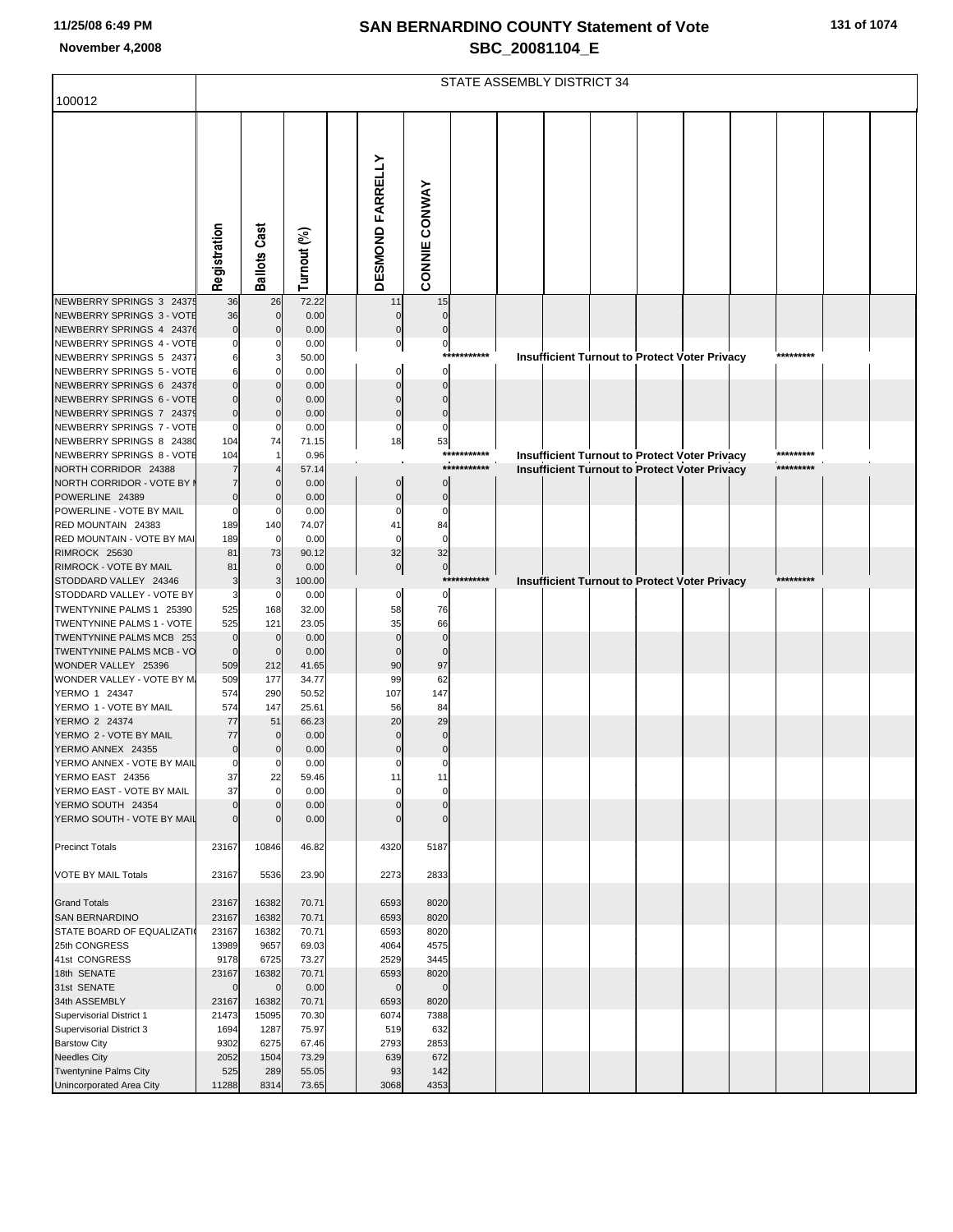# SAN BERNARDINO COUNTY Statement of Vote
## SBC_20081104_E

11/25/08 6:49 PM
November 4,2008

100012

STATE ASSEMBLY DISTRICT 34

| | Registration | Ballots Cast | Turnout (%) | DESMOND FARRELLY | CONNIE CONWAY |
|---|---|---|---|---|---|
| NEWBERRY SPRINGS 3 24375 | 36 | 26 | 72.22 | 11 | 15 |
| NEWBERRY SPRINGS 3 - VOTE | 36 | 0 | 0.00 | 0 | 0 |
| NEWBERRY SPRINGS 4 24376 | 0 | 0 | 0.00 | 0 | 0 |
| NEWBERRY SPRINGS 4 - VOTE | 0 | 0 | 0.00 | 0 | 0 |
| NEWBERRY SPRINGS 5 24377 | 6 | 3 | 50.00 | *********** Insufficient Turnout to Protect Voter Privacy ********* | |
| NEWBERRY SPRINGS 5 - VOTE | 6 | 0 | 0.00 | 0 | 0 |
| NEWBERRY SPRINGS 6 24378 | 0 | 0 | 0.00 | 0 | 0 |
| NEWBERRY SPRINGS 6 - VOTE | 0 | 0 | 0.00 | 0 | 0 |
| NEWBERRY SPRINGS 7 24379 | 0 | 0 | 0.00 | 0 | 0 |
| NEWBERRY SPRINGS 7 - VOTE | 0 | 0 | 0.00 | 0 | 0 |
| NEWBERRY SPRINGS 8 24380 | 104 | 74 | 71.15 | 18 | 53 |
| NEWBERRY SPRINGS 8 - VOTE | 104 | 1 | 0.96 | *********** Insufficient Turnout to Protect Voter Privacy ********* | |
| NORTH CORRIDOR 24388 | 7 | 4 | 57.14 | *********** Insufficient Turnout to Protect Voter Privacy ********* | |
| NORTH CORRIDOR - VOTE BY M | 7 | 0 | 0.00 | 0 | 0 |
| POWERLINE 24389 | 0 | 0 | 0.00 | 0 | 0 |
| POWERLINE - VOTE BY MAIL | 0 | 0 | 0.00 | 0 | 0 |
| RED MOUNTAIN 24383 | 189 | 140 | 74.07 | 41 | 84 |
| RED MOUNTAIN - VOTE BY MAI | 189 | 0 | 0.00 | 0 | 0 |
| RIMROCK 25630 | 81 | 73 | 90.12 | 32 | 32 |
| RIMROCK - VOTE BY MAIL | 81 | 0 | 0.00 | 0 | 0 |
| STODDARD VALLEY 24346 | 3 | 3 | 100.00 | *********** Insufficient Turnout to Protect Voter Privacy ********* | |
| STODDARD VALLEY - VOTE BY | 3 | 0 | 0.00 | 0 | 0 |
| TWENTYNINE PALMS 1 25390 | 525 | 168 | 32.00 | 58 | 76 |
| TWENTYNINE PALMS 1 - VOTE | 525 | 121 | 23.05 | 35 | 66 |
| TWENTYNINE PALMS MCB 253 | 0 | 0 | 0.00 | 0 | 0 |
| TWENTYNINE PALMS MCB - VO | 0 | 0 | 0.00 | 0 | 0 |
| WONDER VALLEY 25396 | 509 | 212 | 41.65 | 90 | 97 |
| WONDER VALLEY - VOTE BY M | 509 | 177 | 34.77 | 99 | 62 |
| YERMO 1 24347 | 574 | 290 | 50.52 | 107 | 147 |
| YERMO 1 - VOTE BY MAIL | 574 | 147 | 25.61 | 56 | 84 |
| YERMO 2 24374 | 77 | 51 | 66.23 | 20 | 29 |
| YERMO 2 - VOTE BY MAIL | 77 | 0 | 0.00 | 0 | 0 |
| YERMO ANNEX 24355 | 0 | 0 | 0.00 | 0 | 0 |
| YERMO ANNEX - VOTE BY MAIL | 0 | 0 | 0.00 | 0 | 0 |
| YERMO EAST 24356 | 37 | 22 | 59.46 | 11 | 11 |
| YERMO EAST - VOTE BY MAIL | 37 | 0 | 0.00 | 0 | 0 |
| YERMO SOUTH 24354 | 0 | 0 | 0.00 | 0 | 0 |
| YERMO SOUTH - VOTE BY MAIL | 0 | 0 | 0.00 | 0 | 0 |
| Precinct Totals | 23167 | 10846 | 46.82 | 4320 | 5187 |
| VOTE BY MAIL Totals | 23167 | 5536 | 23.90 | 2273 | 2833 |
| Grand Totals | 23167 | 16382 | 70.71 | 6593 | 8020 |
| SAN BERNARDINO | 23167 | 16382 | 70.71 | 6593 | 8020 |
| STATE BOARD OF EQUALIZATI | 23167 | 16382 | 70.71 | 6593 | 8020 |
| 25th CONGRESS | 13989 | 9657 | 69.03 | 4064 | 4575 |
| 41st CONGRESS | 9178 | 6725 | 73.27 | 2529 | 3445 |
| 18th SENATE | 23167 | 16382 | 70.71 | 6593 | 8020 |
| 31st SENATE | 0 | 0 | 0.00 | 0 | 0 |
| 34th ASSEMBLY | 23167 | 16382 | 70.71 | 6593 | 8020 |
| Supervisorial District 1 | 21473 | 15095 | 70.30 | 6074 | 7388 |
| Supervisorial District 3 | 1694 | 1287 | 75.97 | 519 | 632 |
| Barstow City | 9302 | 6275 | 67.46 | 2793 | 2853 |
| Needles City | 2052 | 1504 | 73.29 | 639 | 672 |
| Twentynine Palms City | 525 | 289 | 55.05 | 93 | 142 |
| Unincorporated Area City | 11288 | 8314 | 73.65 | 3068 | 4353 |